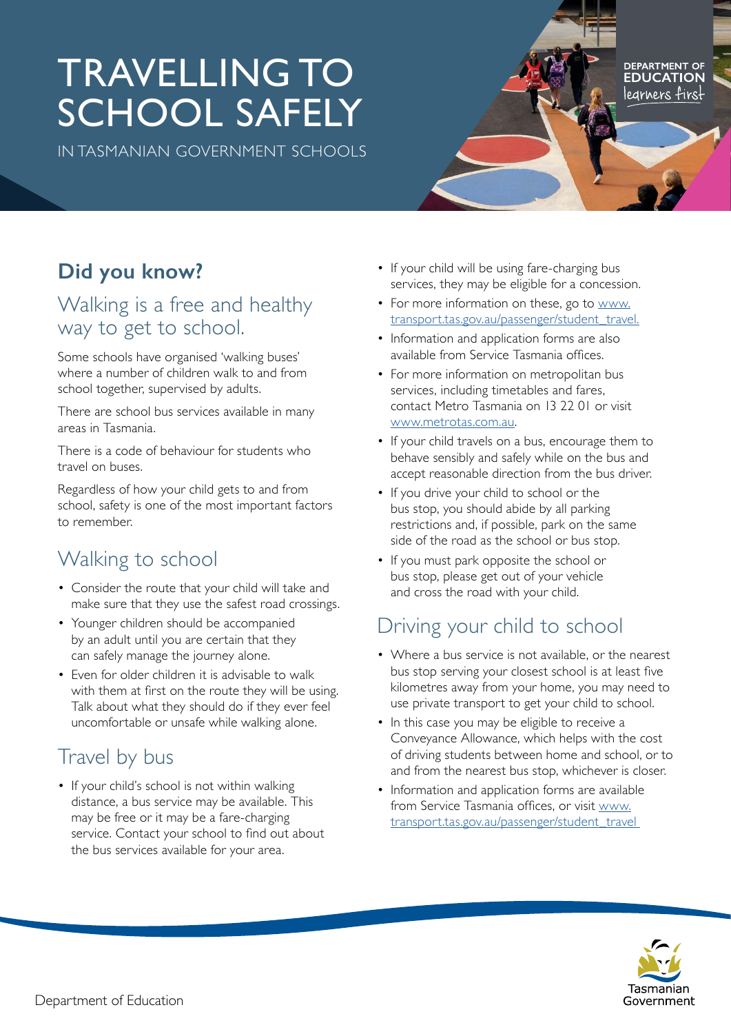# TRAVELLING TO SCHOOL SAFELY

IN TASMANIAN GOVERNMENT SCHOOLS

## Did you know?

### Walking is a free and healthy way to get to school.

Some schools have organised 'walking buses' where a number of children walk to and from school together, supervised by adults.

There are school bus services available in many areas in Tasmania.

There is a code of behaviour for students who travel on buses.

Regardless of how your child gets to and from school, safety is one of the most important factors to remember.

### Walking to school

- Consider the route that your child will take and make sure that they use the safest road crossings.
- Younger children should be accompanied by an adult until you are certain that they can safely manage the journey alone.
- Even for older children it is advisable to walk with them at first on the route they will be using. Talk about what they should do if they ever feel uncomfortable or unsafe while walking alone.

### Travel by bus

- If your child's school is not within walking distance, a bus service may be available. This may be free or it may be a fare-charging service. Contact your school to find out about the bus services available for your area.
- If your child will be using fare-charging bus services, they may be eligible for a concession.
- For more information on these, go to www.transport.tas.gov.au/passenger/student_travel.
- Information and application forms are also available from Service Tasmania offices.
- For more information on metropolitan bus services, including timetables and fares, contact Metro Tasmania on 13 22 01 or visit www.metrotas.com.au.
- If your child travels on a bus, encourage them to behave sensibly and safely while on the bus and accept reasonable direction from the bus driver.
- If you drive your child to school or the bus stop, you should abide by all parking restrictions and, if possible, park on the same side of the road as the school or bus stop.
- If you must park opposite the school or bus stop, please get out of your vehicle and cross the road with your child.

### Driving your child to school

- Where a bus service is not available, or the nearest bus stop serving your closest school is at least five kilometres away from your home, you may need to use private transport to get your child to school.
- In this case you may be eligible to receive a Conveyance Allowance, which helps with the cost of driving students between home and school, or to and from the nearest bus stop, whichever is closer.
- Information and application forms are available from Service Tasmania offices, or visit www.transport.tas.gov.au/passenger/student_travel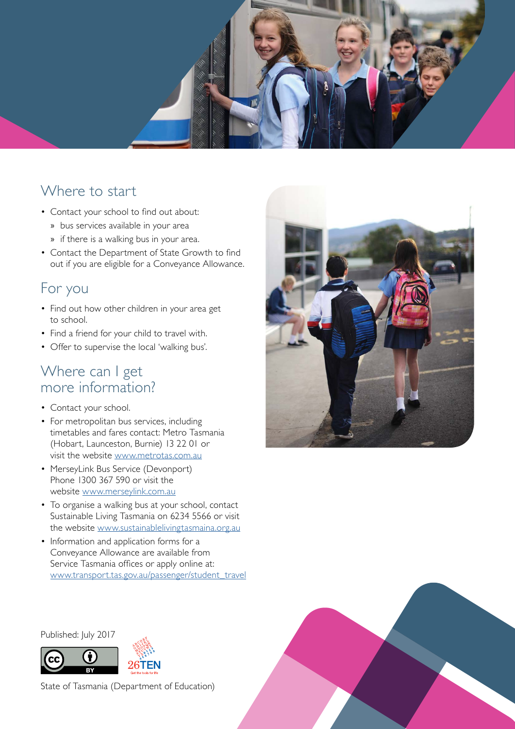## Where to start

- Contact your school to find out about:
  - » bus services available in your area
  - » if there is a walking bus in your area.
- Contact the Department of State Growth to find out if you are eligible for a Conveyance Allowance.

## For you

- Find out how other children in your area get to school.
- Find a friend for your child to travel with.
- Offer to supervise the local 'walking bus'.

## Where can I get more information?

- Contact your school.
- For metropolitan bus services, including timetables and fares contact: Metro Tasmania (Hobart, Launceston, Burnie) 13 22 01 or visit the website www.metrotas.com.au
- MerseyLink Bus Service (Devonport) Phone 1300 367 590 or visit the website www.merseylink.com.au
- To organise a walking bus at your school, contact Sustainable Living Tasmania on 6234 5566 or visit the website www.sustainablelivingtasmaina.org.au
- Information and application forms for a Conveyance Allowance are available from Service Tasmania offices or apply online at: www.transport.tas.gov.au/passenger/student_travel

Published: July 2017

State of Tasmania (Department of Education)